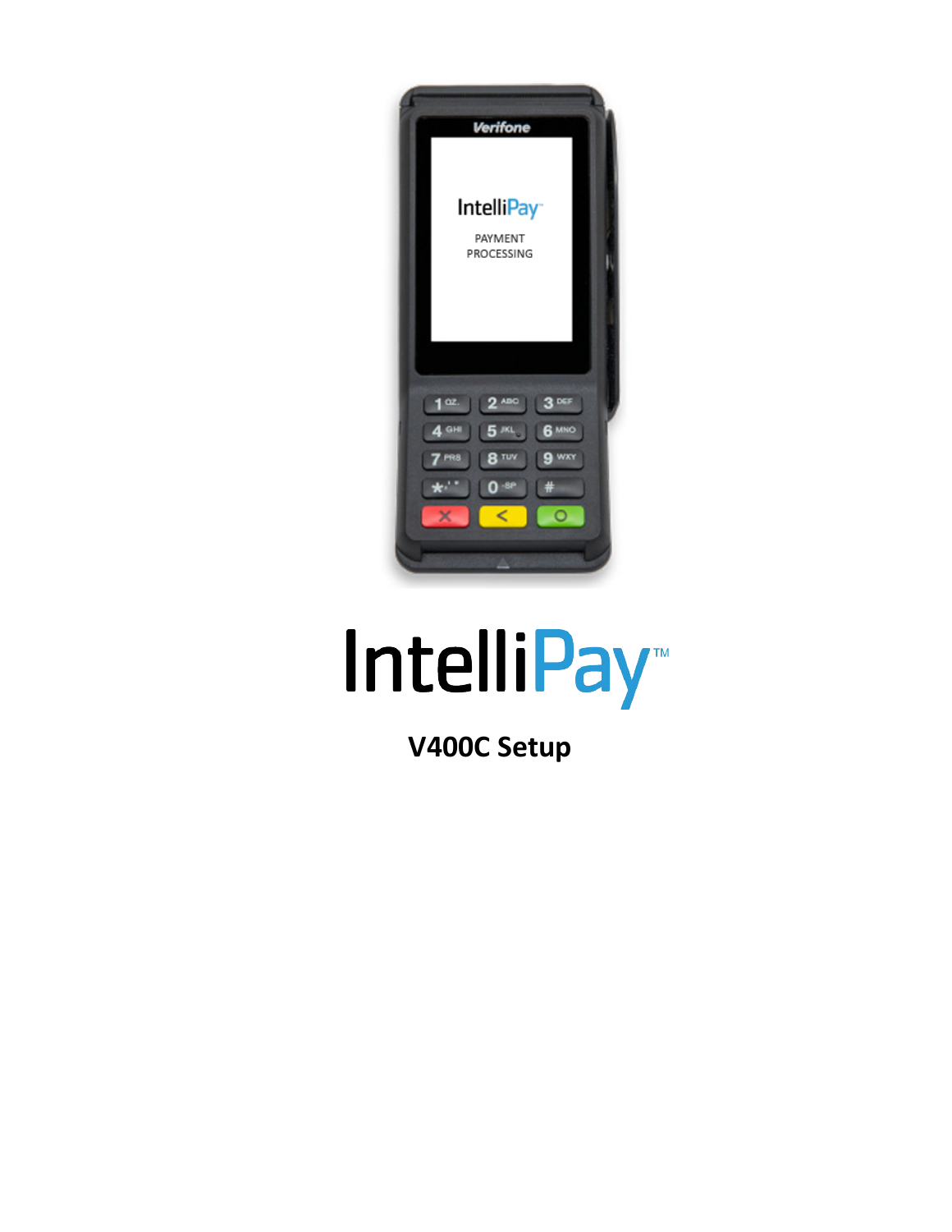# IntelliPay™

## V400C Setup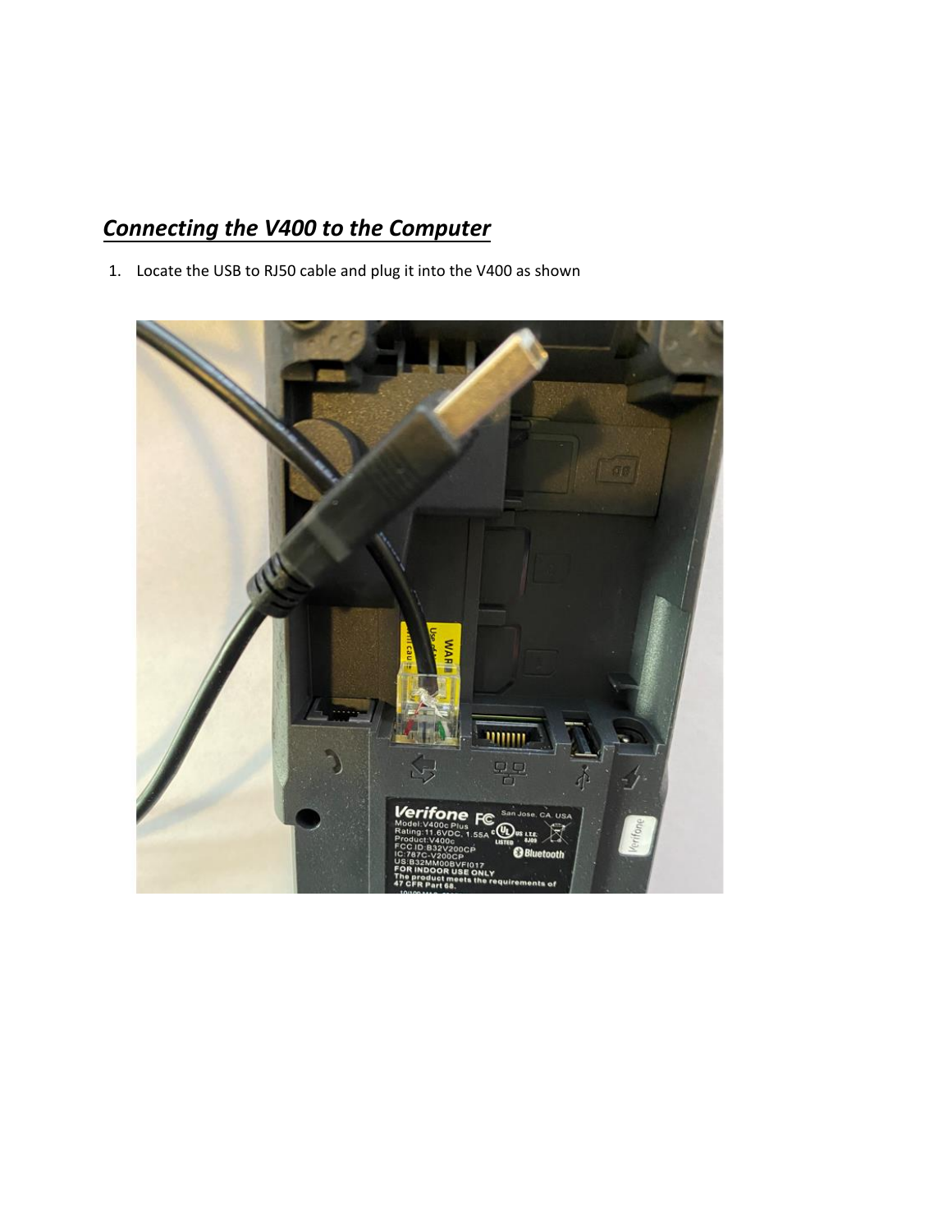## ***Connecting the V400 to the Computer***

1. Locate the USB to RJ50 cable and plug it into the V400 as shown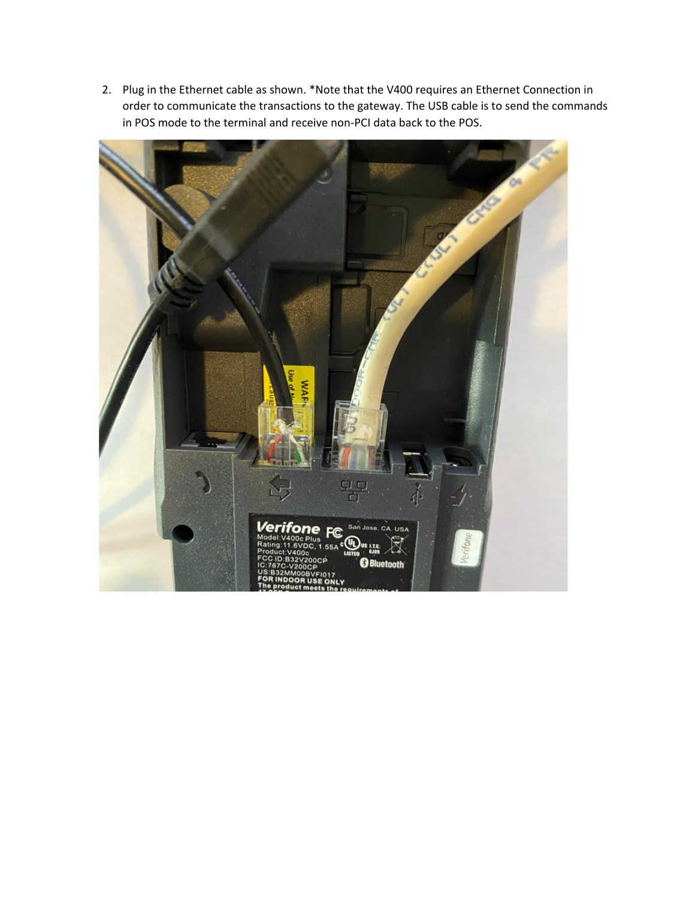2. Plug in the Ethernet cable as shown. *Note that the V400 requires an Ethernet Connection in order to communicate the transactions to the gateway. The USB cable is to send the commands in POS mode to the terminal and receive non-PCI data back to the POS.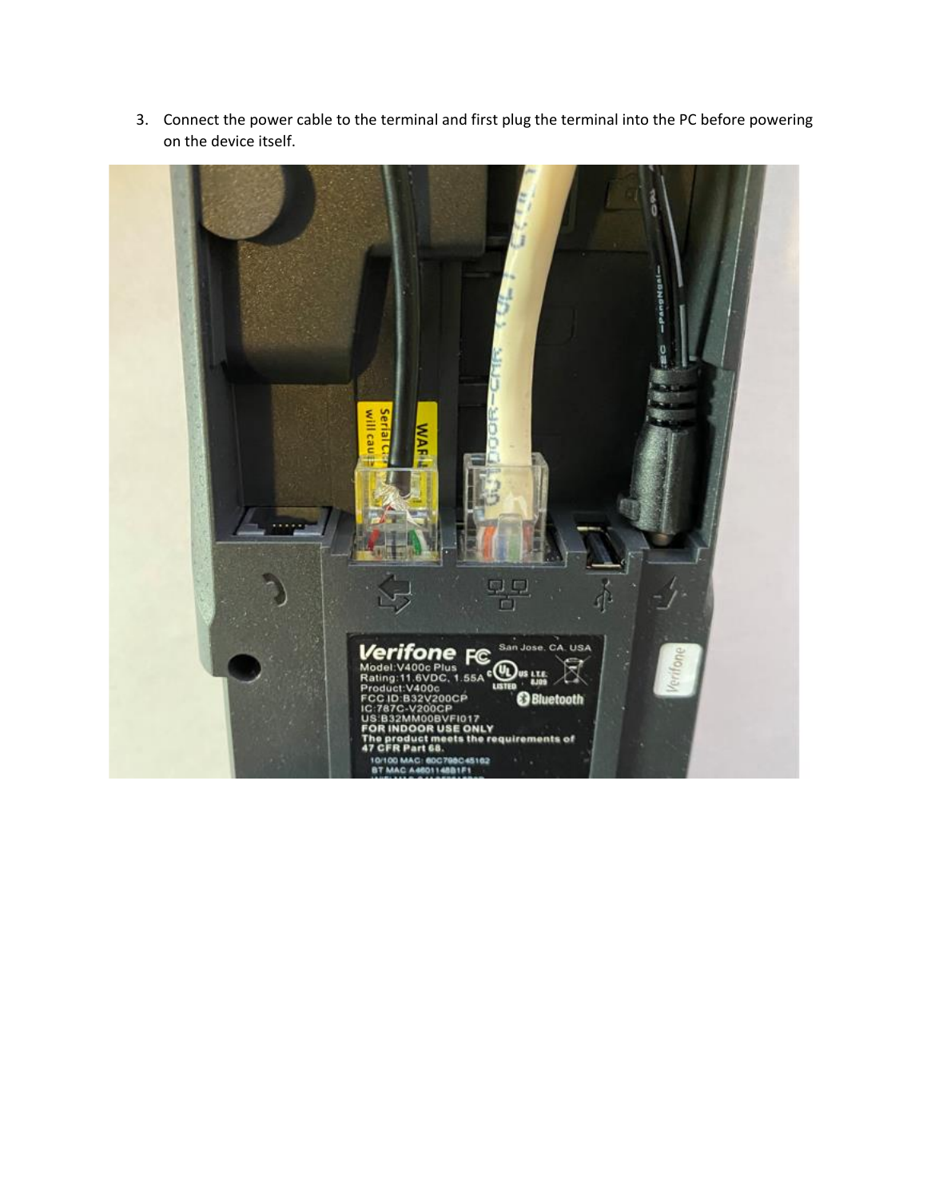3. Connect the power cable to the terminal and first plug the terminal into the PC before powering on the device itself.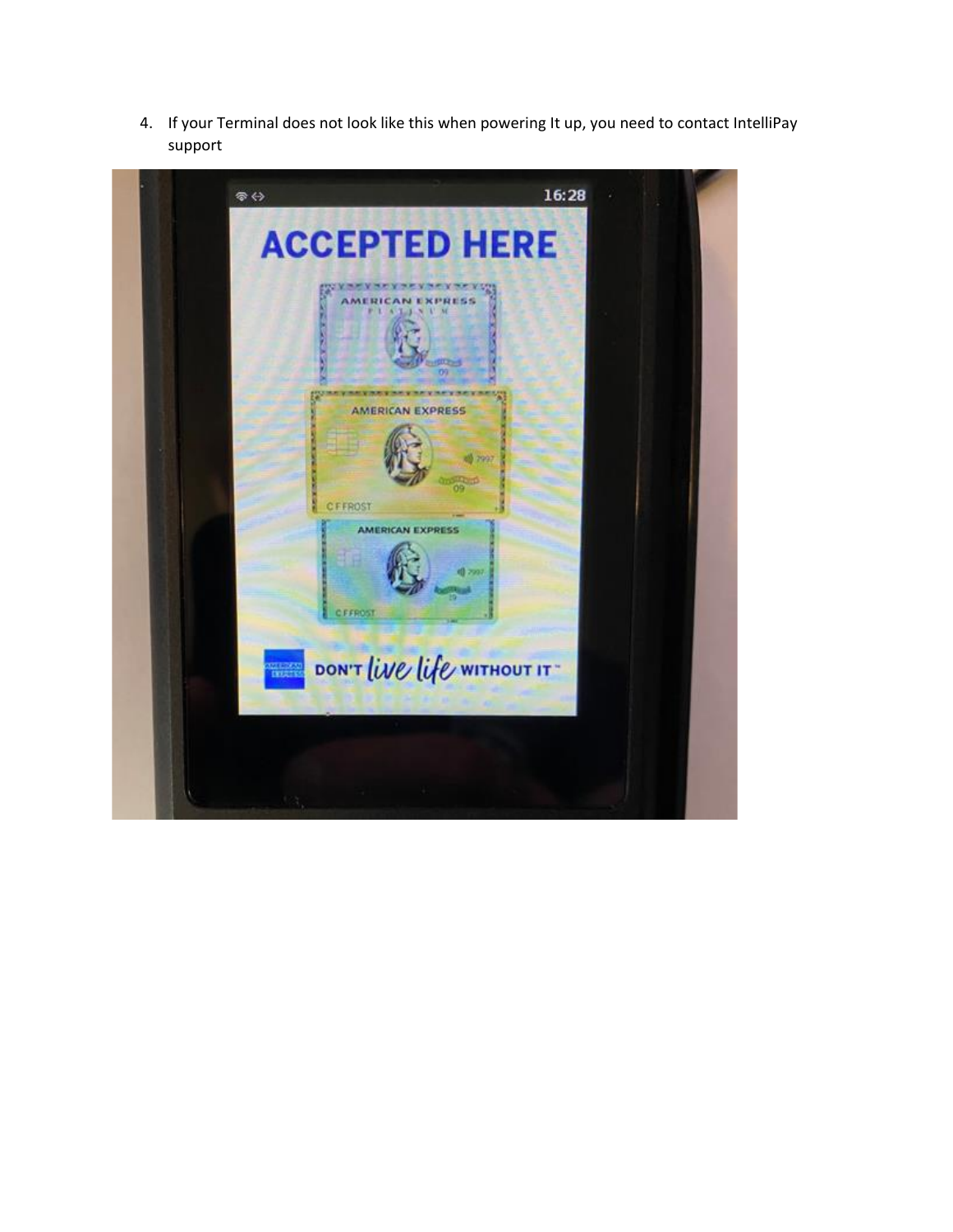4. If your Terminal does not look like this when powering It up, you need to contact IntelliPay support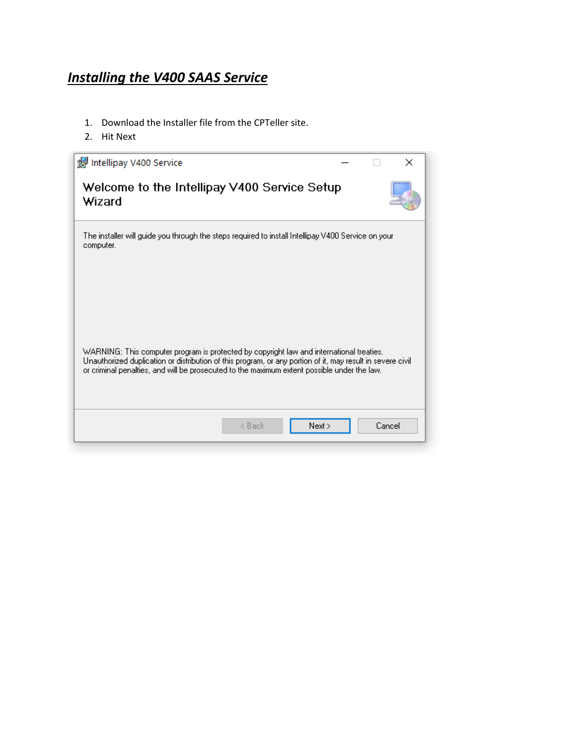# ***Installing the V400 SAAS Service***

1. Download the Installer file from the CPTeller site.
2. Hit Next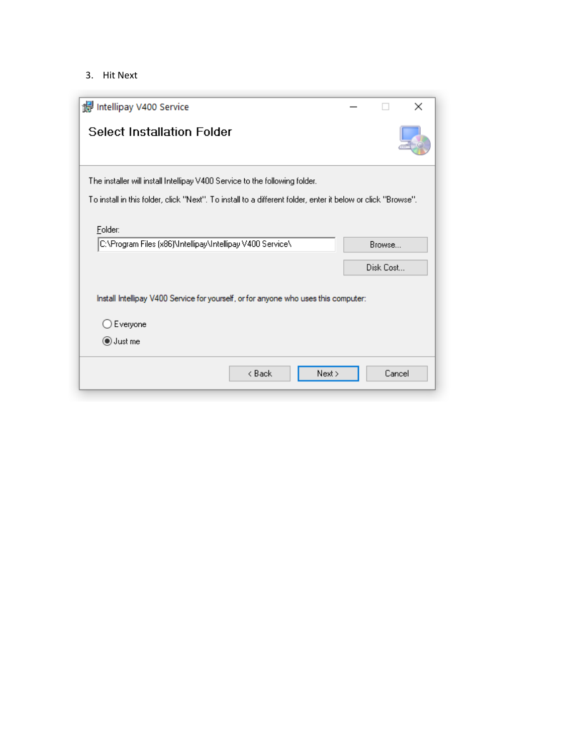3. Hit Next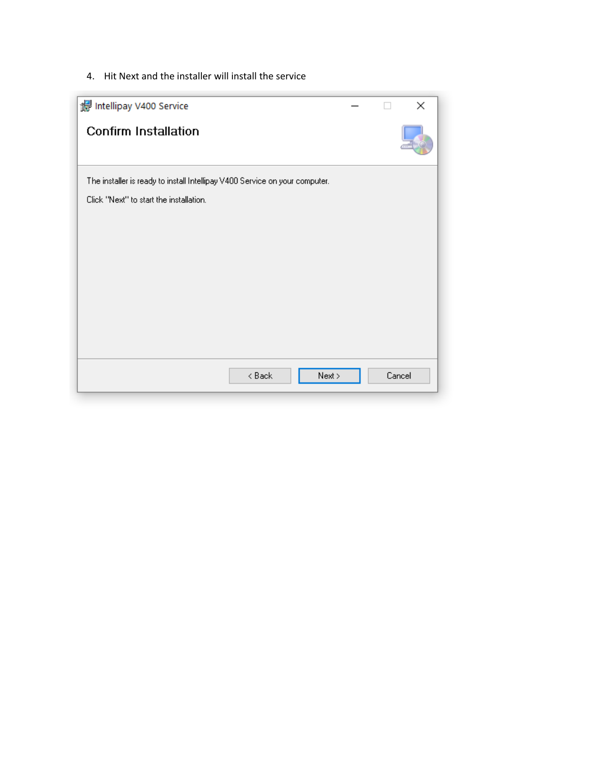4. Hit Next and the installer will install the service

Intellipay V400 Service

**Confirm Installation**

The installer is ready to install Intellipay V400 Service on your computer.

Click "Next" to start the installation.

< Back | Next > | Cancel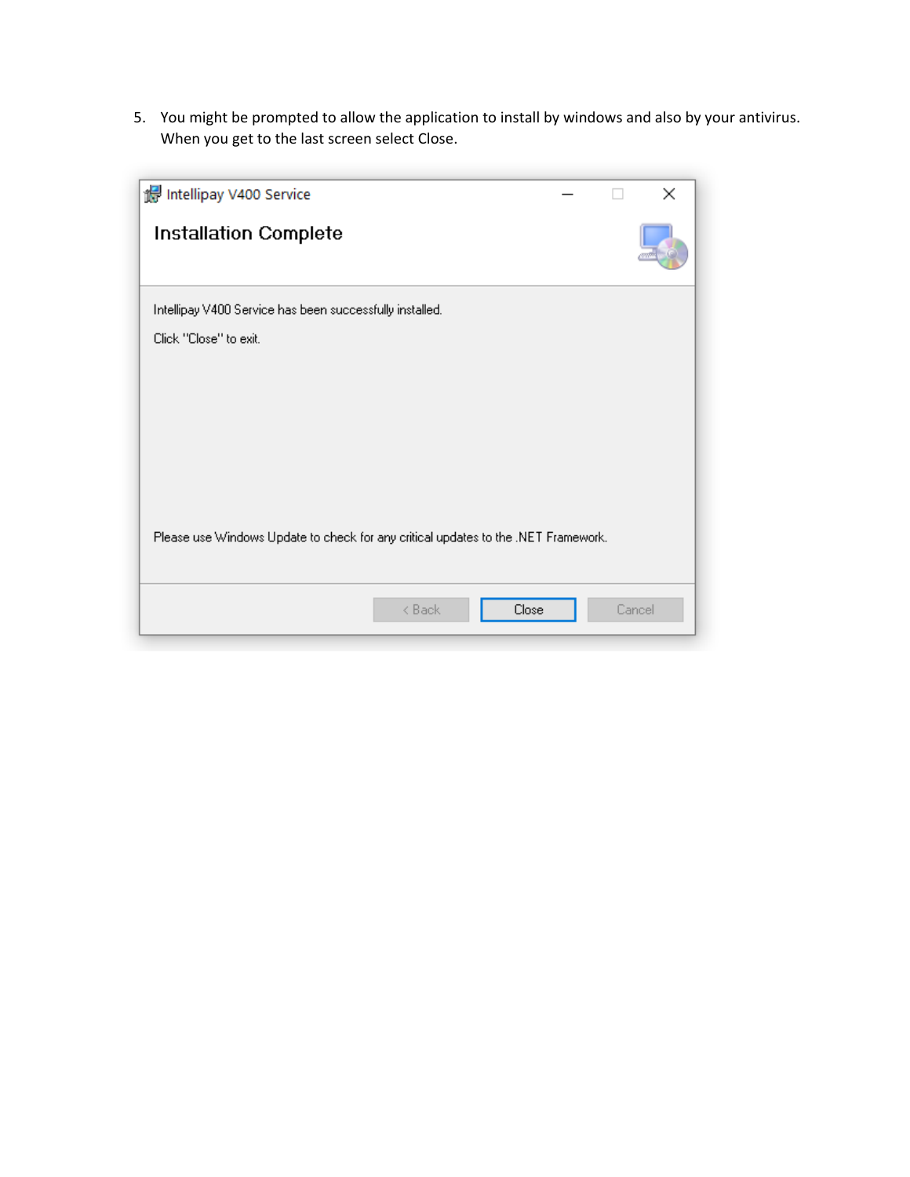5. You might be prompted to allow the application to install by windows and also by your antivirus. When you get to the last screen select Close.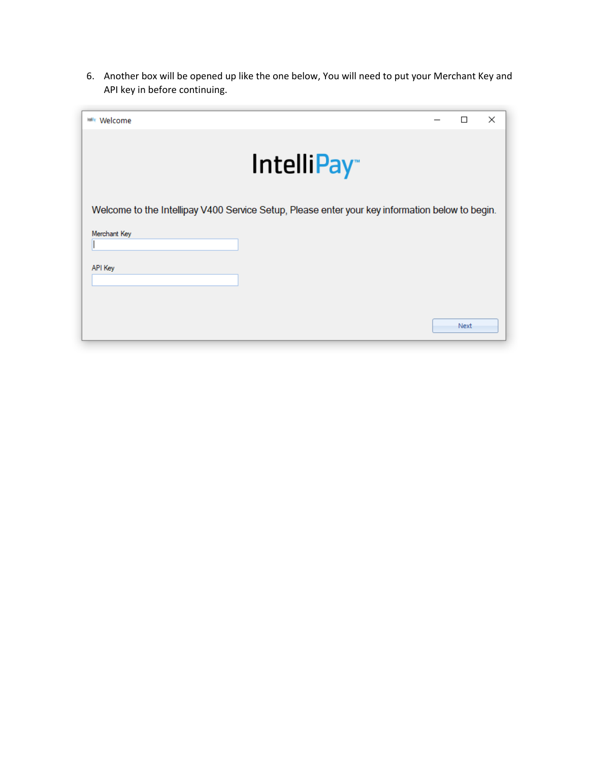6. Another box will be opened up like the one below, You will need to put your Merchant Key and API key in before continuing.

Welcome

IntelliPay™

Welcome to the Intellipay V400 Service Setup, Please enter your key information below to begin.

Merchant Key

API Key

Next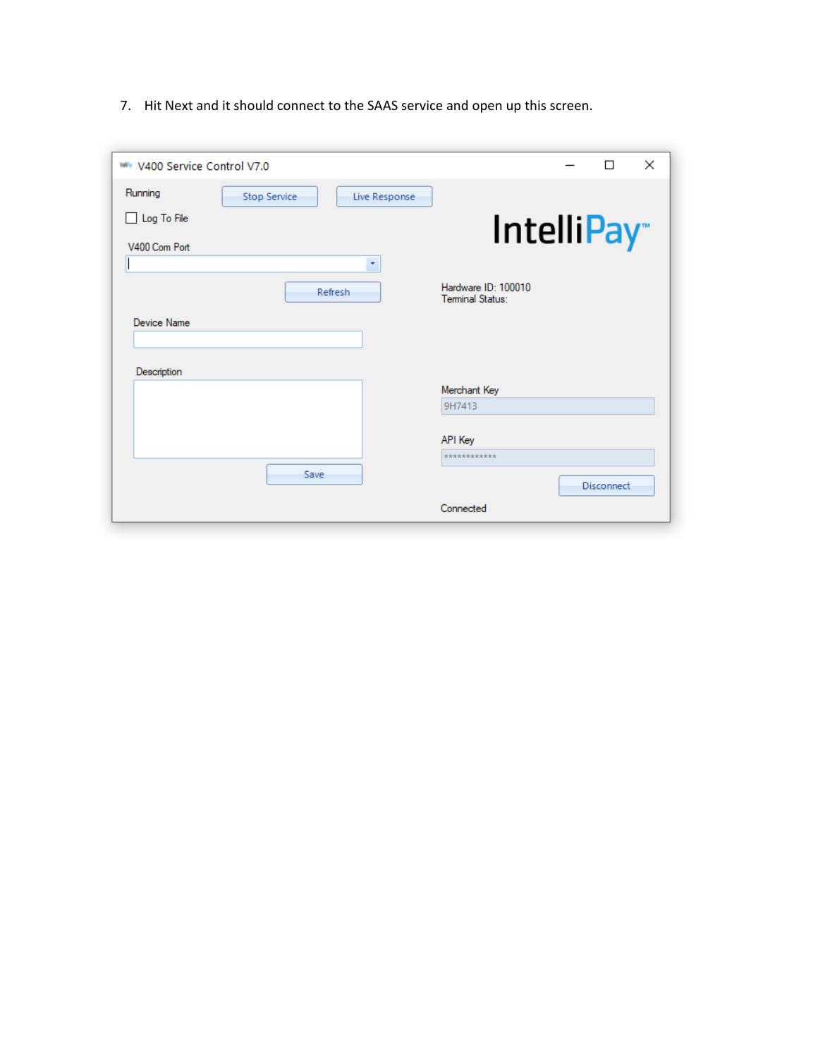7. Hit Next and it should connect to the SAAS service and open up this screen.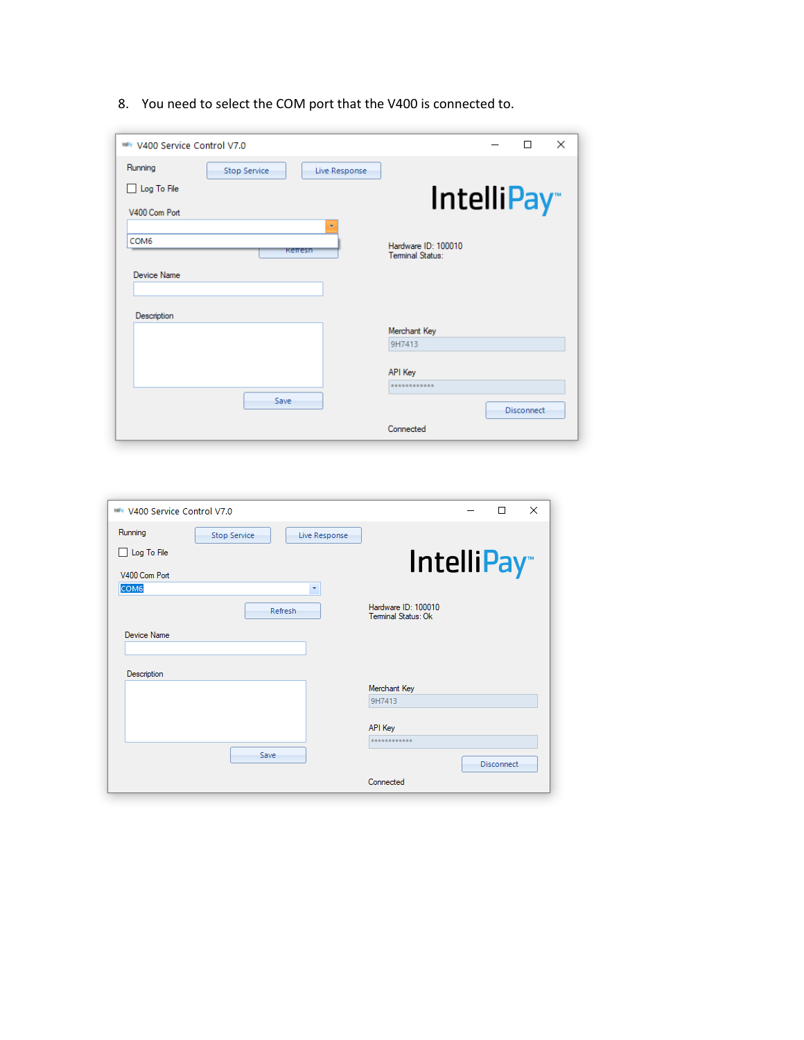8. You need to select the COM port that the V400 is connected to.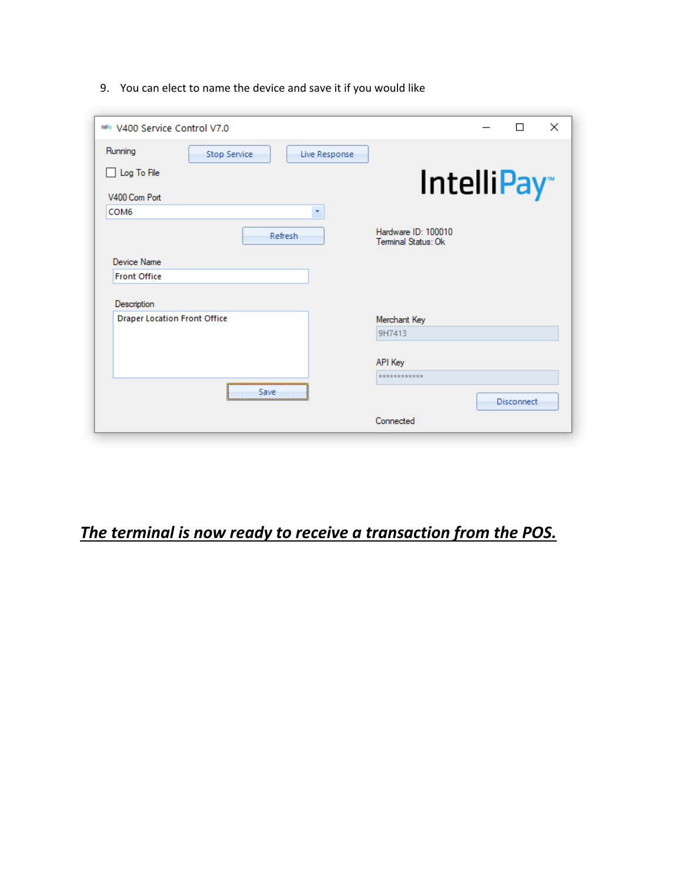9. You can elect to name the device and save it if you would like

V400 Service Control V7.0

Running

Stop Service

Live Response

Log To File

V400 Com Port

COM6

Refresh

IntelliPay™

Hardware ID: 100010
Terminal Status: Ok

Device Name

Front Office

Description

Draper Location Front Office

Save

Merchant Key

9H7413

API Key

************

Disconnect

Connected

***<u>The terminal is now ready to receive a transaction from the POS.</u>***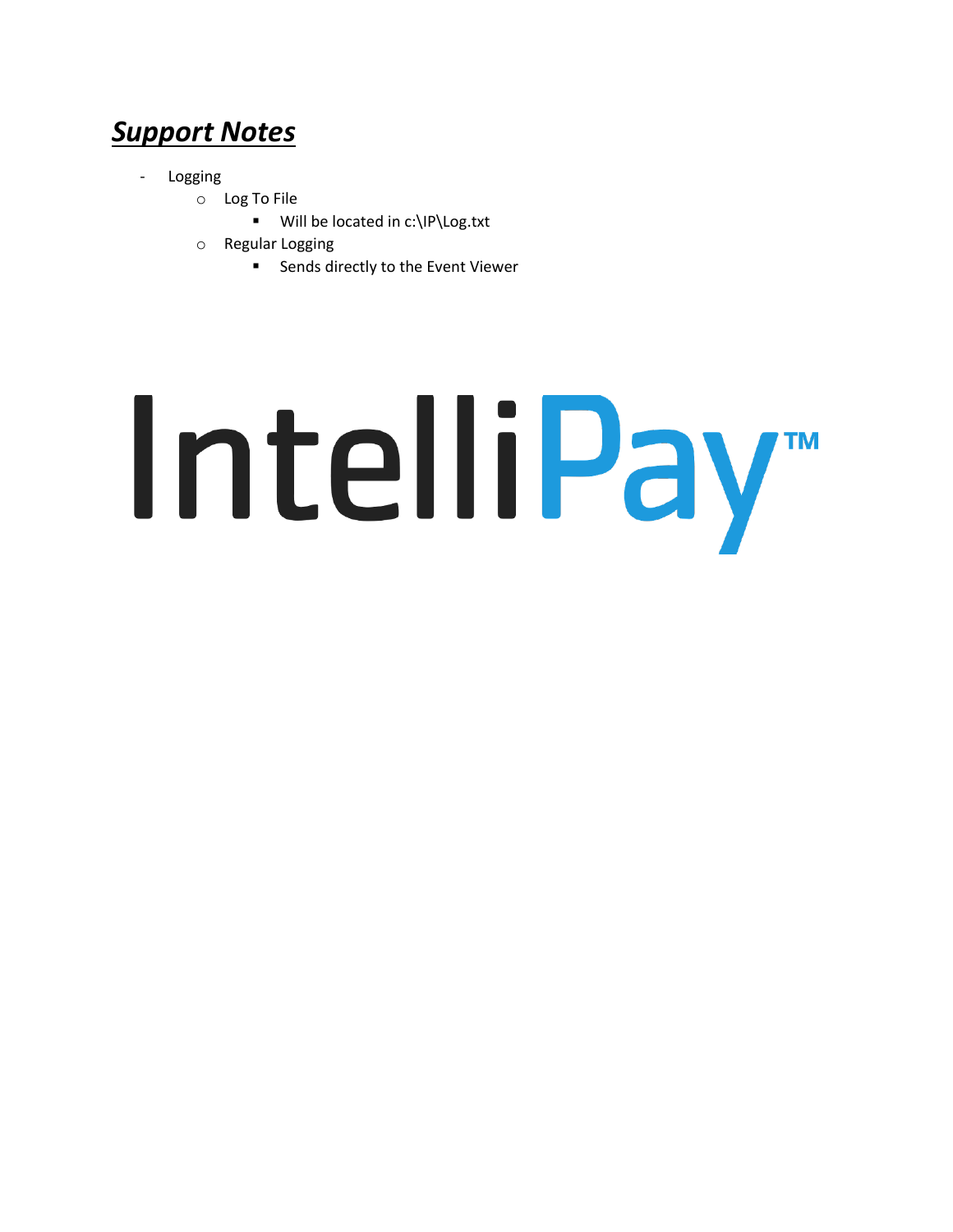## ***Support Notes***

- Logging
  - Log To File
    - Will be located in c:\IP\Log.txt
  - Regular Logging
    - Sends directly to the Event Viewer

IntelliPay™